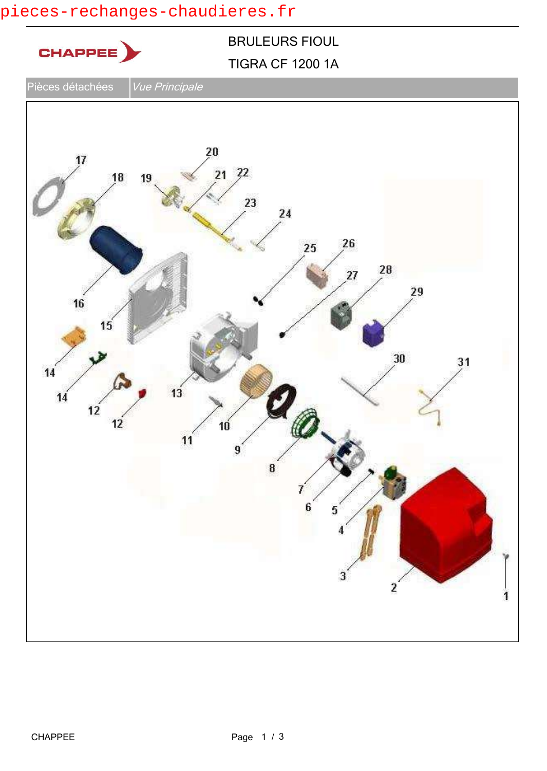pieces-rechanges-chaudieres.fr

CHAPPEE

# BRULEURS FIOUL

## TIGRA CF 1200 1A

Pièces détachées | *Vue Principale*

17
18
19
20
21
22
23
24
25
26
27
28
29
16
15
14
14
12
12
13
11
10
9
8
7
6
5
4
3
2
1
30
31

CHAPPEE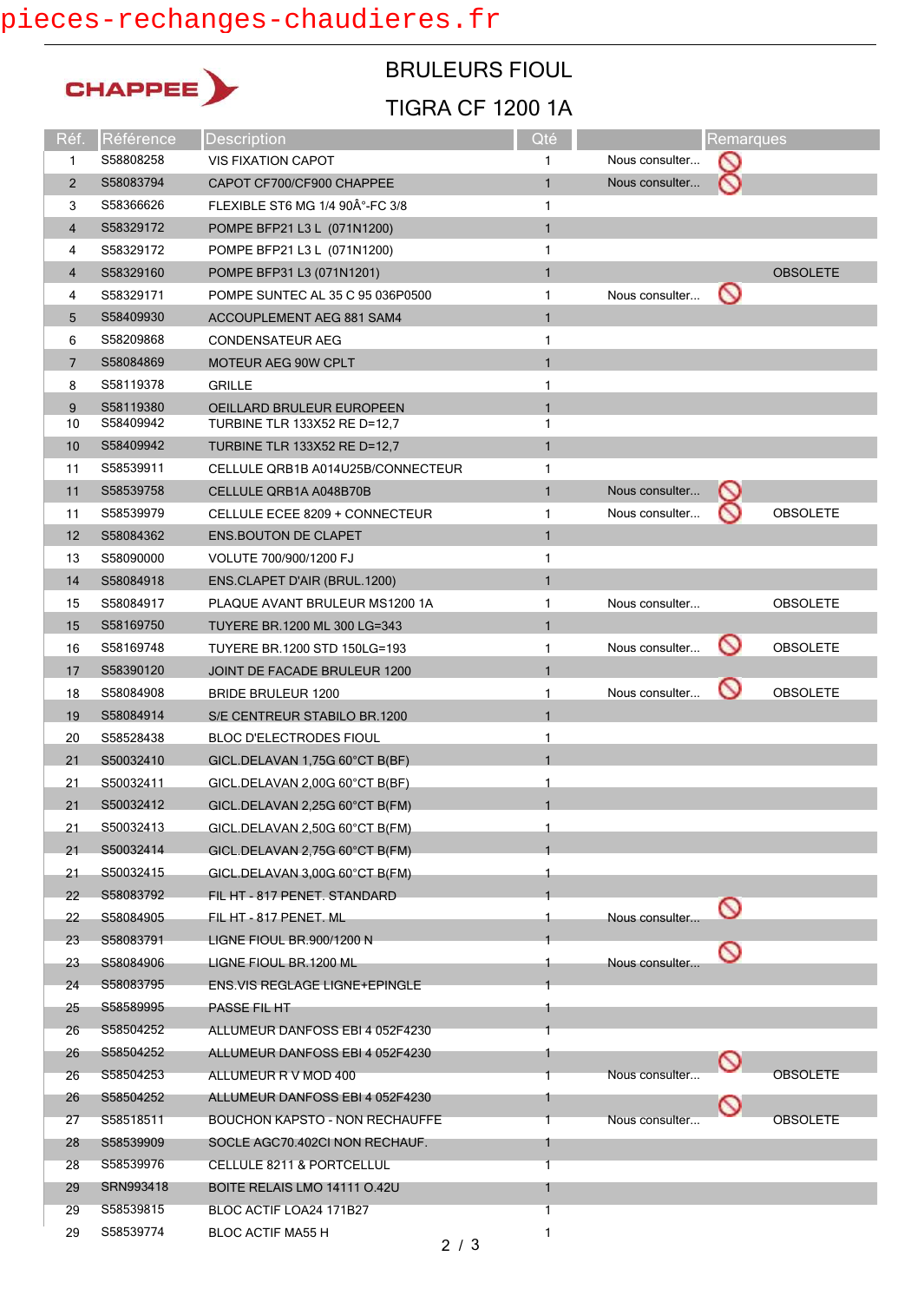pieces-rechanges-chaudieres.fr

CHAPPEE

# BRULEURS FIOUL

# TIGRA CF 1200 1A

| Réf. | Référence | Description | Qté | | Remarques |
|---|---|---|---|---|---|
| 1 | S58808258 | VIS FIXATION CAPOT | 1 | Nous consulter... | |
| 2 | S58083794 | CAPOT CF700/CF900 CHAPPEE | 1 | Nous consulter... | |
| 3 | S58366626 | FLEXIBLE ST6 MG 1/4 90Â°-FC 3/8 | 1 | | |
| 4 | S58329172 | POMPE BFP21 L3 L (071N1200) | 1 | | |
| 4 | S58329172 | POMPE BFP21 L3 L (071N1200) | 1 | | |
| 4 | S58329160 | POMPE BFP31 L3 (071N1201) | 1 | | OBSOLETE |
| 4 | S58329171 | POMPE SUNTEC AL 35 C 95 036P0500 | 1 | Nous consulter... | |
| 5 | S58409930 | ACCOUPLEMENT AEG 881 SAM4 | 1 | | |
| 6 | S58209868 | CONDENSATEUR AEG | 1 | | |
| 7 | S58084869 | MOTEUR AEG 90W CPLT | 1 | | |
| 8 | S58119378 | GRILLE | 1 | | |
| 9 | S58119380 | OEILLARD BRULEUR EUROPEEN | 1 | | |
| 10 | S58409942 | TURBINE TLR 133X52 RE D=12,7 | 1 | | |
| 10 | S58409942 | TURBINE TLR 133X52 RE D=12,7 | 1 | | |
| 11 | S58539911 | CELLULE QRB1B A014U25B/CONNECTEUR | 1 | | |
| 11 | S58539758 | CELLULE QRB1A A048B70B | 1 | Nous consulter... | |
| 11 | S58539979 | CELLULE ECEE 8209 + CONNECTEUR | 1 | Nous consulter... | OBSOLETE |
| 12 | S58084362 | ENS.BOUTON DE CLAPET | 1 | | |
| 13 | S58090000 | VOLUTE 700/900/1200 FJ | 1 | | |
| 14 | S58084918 | ENS.CLAPET D'AIR (BRUL.1200) | 1 | | |
| 15 | S58084917 | PLAQUE AVANT BRULEUR MS1200 1A | 1 | Nous consulter... | OBSOLETE |
| 15 | S58169750 | TUYERE BR.1200 ML 300 LG=343 | 1 | | |
| 16 | S58169748 | TUYERE BR.1200 STD 150LG=193 | 1 | Nous consulter... | OBSOLETE |
| 17 | S58390120 | JOINT DE FACADE BRULEUR 1200 | 1 | | |
| 18 | S58084908 | BRIDE BRULEUR 1200 | 1 | Nous consulter... | OBSOLETE |
| 19 | S58084914 | S/E CENTREUR STABILO BR.1200 | 1 | | |
| 20 | S58528438 | BLOC D'ELECTRODES FIOUL | 1 | | |
| 21 | S50032410 | GICL.DELAVAN 1,75G 60°CT B(BF) | 1 | | |
| 21 | S50032411 | GICL.DELAVAN 2,00G 60°CT B(BF) | 1 | | |
| 21 | S50032412 | GICL.DELAVAN 2,25G 60°CT B(FM) | 1 | | |
| 21 | S50032413 | GICL.DELAVAN 2,50G 60°CT B(FM) | 1 | | |
| 21 | S50032414 | GICL.DELAVAN 2,75G 60°CT B(FM) | 1 | | |
| 21 | S50032415 | GICL.DELAVAN 3,00G 60°CT B(FM) | 1 | | |
| 22 | S58083792 | FIL HT - 817 PENET. STANDARD | 1 | | |
| 22 | S58084905 | FIL HT - 817 PENET. ML | 1 | Nous consulter... | |
| 23 | S58083791 | LIGNE FIOUL BR.900/1200 N | 1 | | |
| 23 | S58084906 | LIGNE FIOUL BR.1200 ML | 1 | Nous consulter... | |
| 24 | S58083795 | ENS.VIS REGLAGE LIGNE+EPINGLE | 1 | | |
| 25 | S58589995 | PASSE FIL HT | 1 | | |
| 26 | S58504252 | ALLUMEUR DANFOSS EBI 4 052F4230 | 1 | | |
| 26 | S58504252 | ALLUMEUR DANFOSS EBI 4 052F4230 | 1 | | |
| 26 | S58504253 | ALLUMEUR R V MOD 400 | 1 | Nous consulter... | OBSOLETE |
| 26 | S58504252 | ALLUMEUR DANFOSS EBI 4 052F4230 | 1 | | |
| 27 | S58518511 | BOUCHON KAPSTO - NON RECHAUFFE | 1 | Nous consulter... | OBSOLETE |
| 28 | S58539909 | SOCLE AGC70.402CI NON RECHAUF. | 1 | | |
| 28 | S58539976 | CELLULE 8211 & PORTCELLUL | 1 | | |
| 29 | SRN993418 | BOITE RELAIS LMO 14111 O.42U | 1 | | |
| 29 | S58539815 | BLOC ACTIF LOA24 171B27 | 1 | | |
| 29 | S58539774 | BLOC ACTIF MA55 H | 1 | | |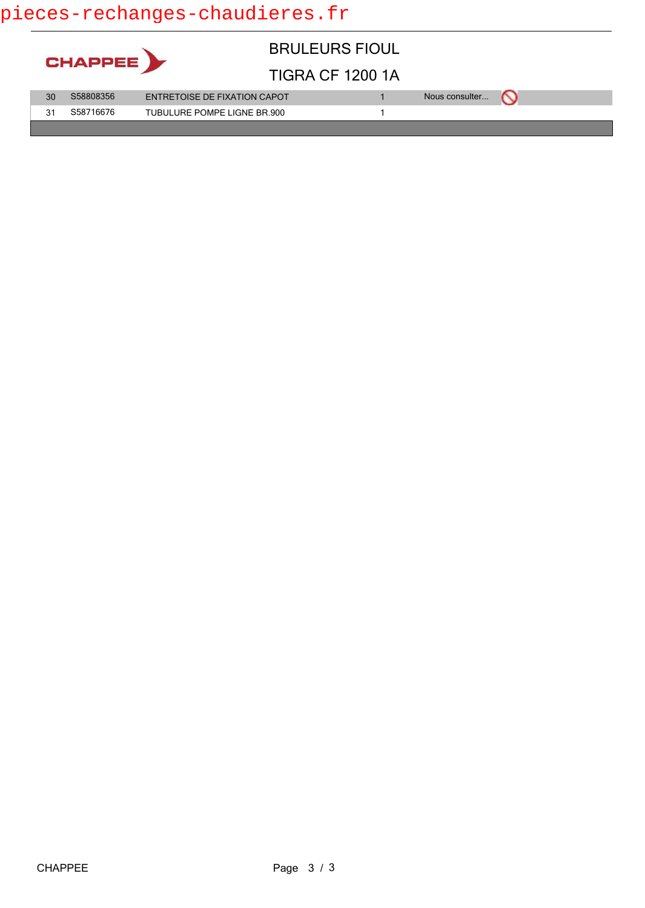pieces-rechanges-chaudieres.fr

CHAPPEE

# BRULEURS FIOUL

## TIGRA CF 1200 1A

| | | | | | |
|---|---|---|---|---|---|
| 30 | S58808356 | ENTRETOISE DE FIXATION CAPOT | 1 | Nous consulter... | |
| 31 | S58716676 | TUBULURE POMPE LIGNE BR.900 | 1 | | |